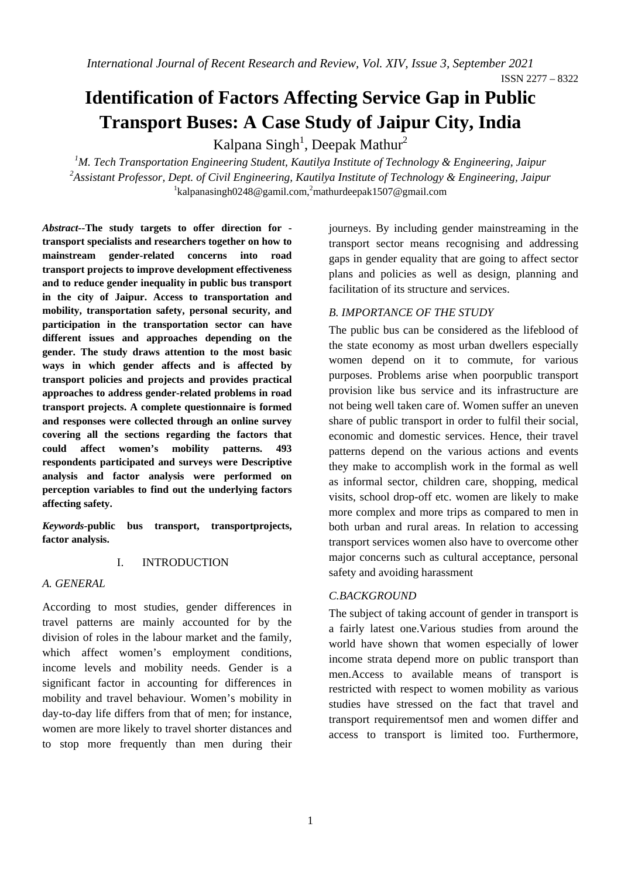# Identification of Factors Affecting Service Gap in Public Transport Buses: A Case Study of Jaipur City, India

Kalpana Singh[1], Deepak Mathur[2]

[1]*M. Tech Transportation Engineering Student, Kautilya Institute of Technology & Engineering, Jaipur*

[2]*Assistant Professor, Dept. of Civil Engineering, Kautilya Institute of Technology & Engineering, Jaipur*

[1]kalpanasingh0248@gamil.com,[2]mathurdeepak1507@gmail.com

***Abstract*--The study targets to offer direction for -transport specialists and researchers together on how to mainstream gender-related concerns into road transport projects to improve development effectiveness and to reduce gender inequality in public bus transport in the city of Jaipur. Access to transportation and mobility, transportation safety, personal security, and participation in the transportation sector can have different issues and approaches depending on the gender. The study draws attention to the most basic ways in which gender affects and is affected by transport policies and projects and provides practical approaches to address gender-related problems in road transport projects. A complete questionnaire is formed and responses were collected through an online survey covering all the sections regarding the factors that could affect women's mobility patterns. 493 respondents participated and surveys were Descriptive analysis and factor analysis were performed on perception variables to find out the underlying factors affecting safety.**

***Keywords*-public bus transport, transportprojects, factor analysis.**

## I. INTRODUCTION

### *A. GENERAL*

According to most studies, gender differences in travel patterns are mainly accounted for by the division of roles in the labour market and the family, which affect women's employment conditions, income levels and mobility needs. Gender is a significant factor in accounting for differences in mobility and travel behaviour. Women's mobility in day-to-day life differs from that of men; for instance, women are more likely to travel shorter distances and to stop more frequently than men during their journeys. By including gender mainstreaming in the transport sector means recognising and addressing gaps in gender equality that are going to affect sector plans and policies as well as design, planning and facilitation of its structure and services.

### *B. IMPORTANCE OF THE STUDY*

The public bus can be considered as the lifeblood of the state economy as most urban dwellers especially women depend on it to commute, for various purposes. Problems arise when poorpublic transport provision like bus service and its infrastructure are not being well taken care of. Women suffer an uneven share of public transport in order to fulfil their social, economic and domestic services. Hence, their travel patterns depend on the various actions and events they make to accomplish work in the formal as well as informal sector, children care, shopping, medical visits, school drop-off etc. women are likely to make more complex and more trips as compared to men in both urban and rural areas. In relation to accessing transport services women also have to overcome other major concerns such as cultural acceptance, personal safety and avoiding harassment

### *C.BACKGROUND*

The subject of taking account of gender in transport is a fairly latest one.Various studies from around the world have shown that women especially of lower income strata depend more on public transport than men.Access to available means of transport is restricted with respect to women mobility as various studies have stressed on the fact that travel and transport requirementsof men and women differ and access to transport is limited too. Furthermore,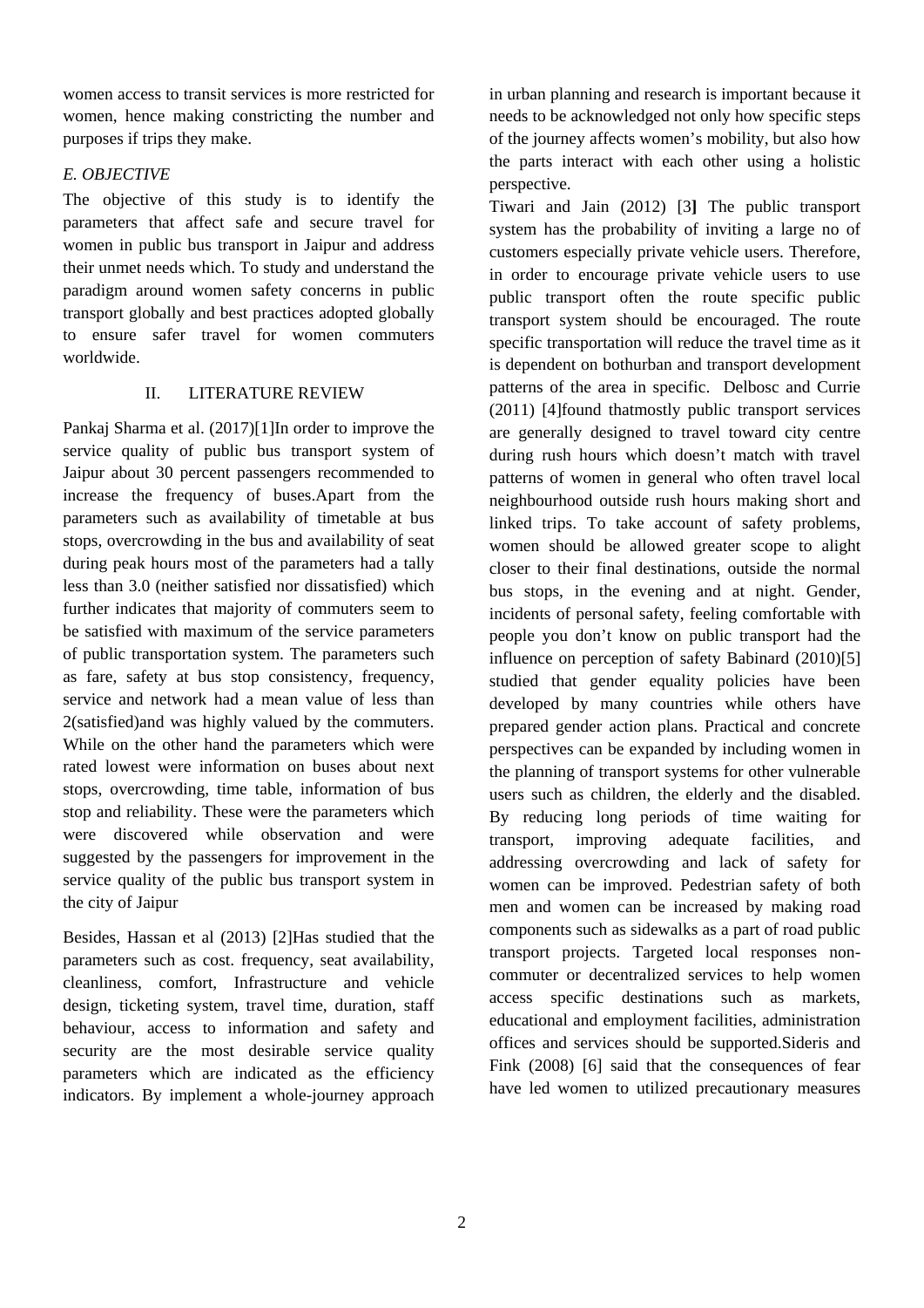women access to transit services is more restricted for women, hence making constricting the number and purposes if trips they make.

### E. OBJECTIVE

The objective of this study is to identify the parameters that affect safe and secure travel for women in public bus transport in Jaipur and address their unmet needs which. To study and understand the paradigm around women safety concerns in public transport globally and best practices adopted globally to ensure safer travel for women commuters worldwide.

## II. LITERATURE REVIEW

Pankaj Sharma et al. (2017)[1]In order to improve the service quality of public bus transport system of Jaipur about 30 percent passengers recommended to increase the frequency of buses.Apart from the parameters such as availability of timetable at bus stops, overcrowding in the bus and availability of seat during peak hours most of the parameters had a tally less than 3.0 (neither satisfied nor dissatisfied) which further indicates that majority of commuters seem to be satisfied with maximum of the service parameters of public transportation system. The parameters such as fare, safety at bus stop consistency, frequency, service and network had a mean value of less than 2(satisfied)and was highly valued by the commuters. While on the other hand the parameters which were rated lowest were information on buses about next stops, overcrowding, time table, information of bus stop and reliability. These were the parameters which were discovered while observation and were suggested by the passengers for improvement in the service quality of the public bus transport system in the city of Jaipur

Besides, Hassan et al (2013) [2]Has studied that the parameters such as cost. frequency, seat availability, cleanliness, comfort, Infrastructure and vehicle design, ticketing system, travel time, duration, staff behaviour, access to information and safety and security are the most desirable service quality parameters which are indicated as the efficiency indicators. By implement a whole-journey approach in urban planning and research is important because it needs to be acknowledged not only how specific steps of the journey affects women's mobility, but also how the parts interact with each other using a holistic perspective.

Tiwari and Jain (2012) [3**]** The public transport system has the probability of inviting a large no of customers especially private vehicle users. Therefore, in order to encourage private vehicle users to use public transport often the route specific public transport system should be encouraged. The route specific transportation will reduce the travel time as it is dependent on bothurban and transport development patterns of the area in specific. Delbosc and Currie (2011) [4]found thatmostly public transport services are generally designed to travel toward city centre during rush hours which doesn't match with travel patterns of women in general who often travel local neighbourhood outside rush hours making short and linked trips. To take account of safety problems, women should be allowed greater scope to alight closer to their final destinations, outside the normal bus stops, in the evening and at night. Gender, incidents of personal safety, feeling comfortable with people you don't know on public transport had the influence on perception of safety Babinard (2010)[5] studied that gender equality policies have been developed by many countries while others have prepared gender action plans. Practical and concrete perspectives can be expanded by including women in the planning of transport systems for other vulnerable users such as children, the elderly and the disabled. By reducing long periods of time waiting for transport, improving adequate facilities, and addressing overcrowding and lack of safety for women can be improved. Pedestrian safety of both men and women can be increased by making road components such as sidewalks as a part of road public transport projects. Targeted local responses non-commuter or decentralized services to help women access specific destinations such as markets, educational and employment facilities, administration offices and services should be supported.Sideris and Fink (2008) [6] said that the consequences of fear have led women to utilized precautionary measures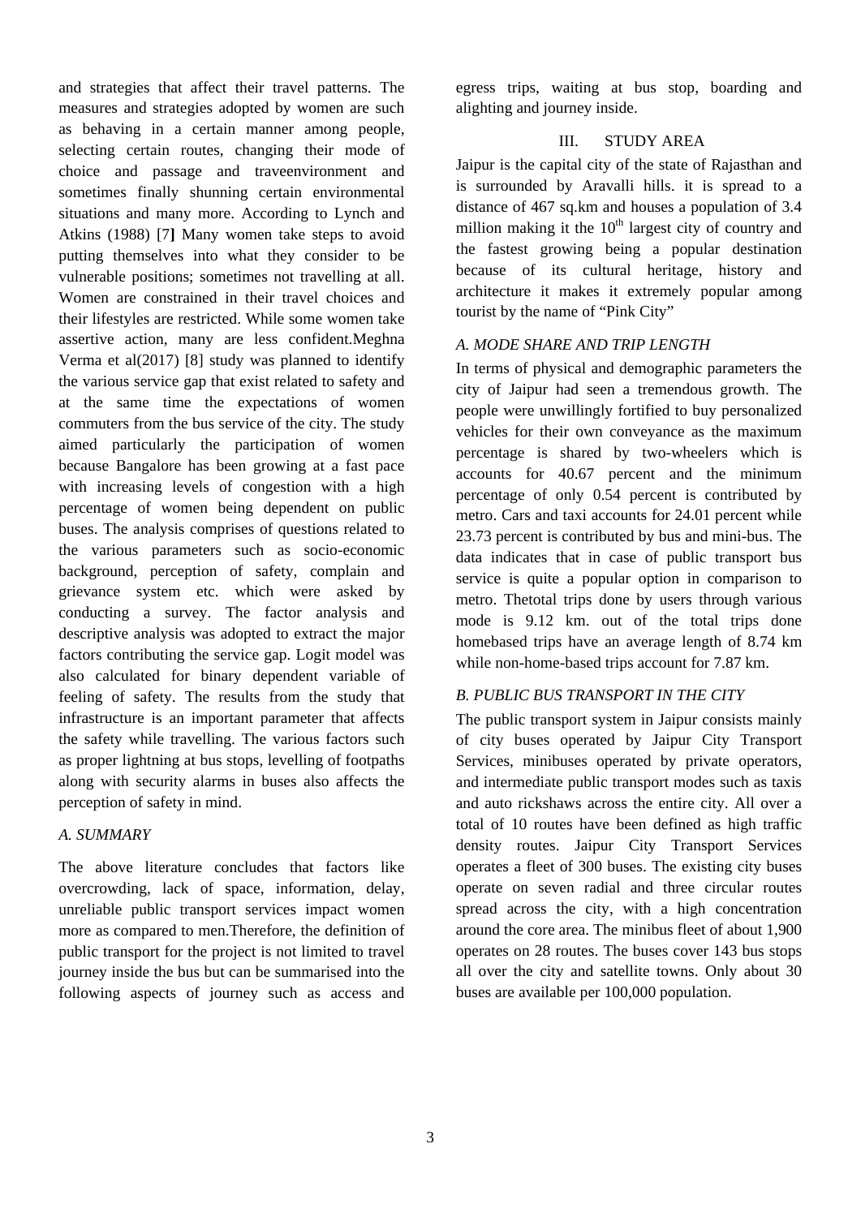and strategies that affect their travel patterns. The measures and strategies adopted by women are such as behaving in a certain manner among people, selecting certain routes, changing their mode of choice and passage and traveenvironment and sometimes finally shunning certain environmental situations and many more. According to Lynch and Atkins (1988) [7] Many women take steps to avoid putting themselves into what they consider to be vulnerable positions; sometimes not travelling at all. Women are constrained in their travel choices and their lifestyles are restricted. While some women take assertive action, many are less confident.Meghna Verma et al(2017) [8] study was planned to identify the various service gap that exist related to safety and at the same time the expectations of women commuters from the bus service of the city. The study aimed particularly the participation of women because Bangalore has been growing at a fast pace with increasing levels of congestion with a high percentage of women being dependent on public buses. The analysis comprises of questions related to the various parameters such as socio-economic background, perception of safety, complain and grievance system etc. which were asked by conducting a survey. The factor analysis and descriptive analysis was adopted to extract the major factors contributing the service gap. Logit model was also calculated for binary dependent variable of feeling of safety. The results from the study that infrastructure is an important parameter that affects the safety while travelling. The various factors such as proper lightning at bus stops, levelling of footpaths along with security alarms in buses also affects the perception of safety in mind.

### *A. SUMMARY*

The above literature concludes that factors like overcrowding, lack of space, information, delay, unreliable public transport services impact women more as compared to men.Therefore, the definition of public transport for the project is not limited to travel journey inside the bus but can be summarised into the following aspects of journey such as access and egress trips, waiting at bus stop, boarding and alighting and journey inside.

## III. STUDY AREA

Jaipur is the capital city of the state of Rajasthan and is surrounded by Aravalli hills. it is spread to a distance of 467 sq.km and houses a population of 3.4 million making it the 10th largest city of country and the fastest growing being a popular destination because of its cultural heritage, history and architecture it makes it extremely popular among tourist by the name of "Pink City"

### *A. MODE SHARE AND TRIP LENGTH*

In terms of physical and demographic parameters the city of Jaipur had seen a tremendous growth. The people were unwillingly fortified to buy personalized vehicles for their own conveyance as the maximum percentage is shared by two-wheelers which is accounts for 40.67 percent and the minimum percentage of only 0.54 percent is contributed by metro. Cars and taxi accounts for 24.01 percent while 23.73 percent is contributed by bus and mini-bus. The data indicates that in case of public transport bus service is quite a popular option in comparison to metro. Thetotal trips done by users through various mode is 9.12 km. out of the total trips done homebased trips have an average length of 8.74 km while non-home-based trips account for 7.87 km.

### *B. PUBLIC BUS TRANSPORT IN THE CITY*

The public transport system in Jaipur consists mainly of city buses operated by Jaipur City Transport Services, minibuses operated by private operators, and intermediate public transport modes such as taxis and auto rickshaws across the entire city. All over a total of 10 routes have been defined as high traffic density routes. Jaipur City Transport Services operates a fleet of 300 buses. The existing city buses operate on seven radial and three circular routes spread across the city, with a high concentration around the core area. The minibus fleet of about 1,900 operates on 28 routes. The buses cover 143 bus stops all over the city and satellite towns. Only about 30 buses are available per 100,000 population.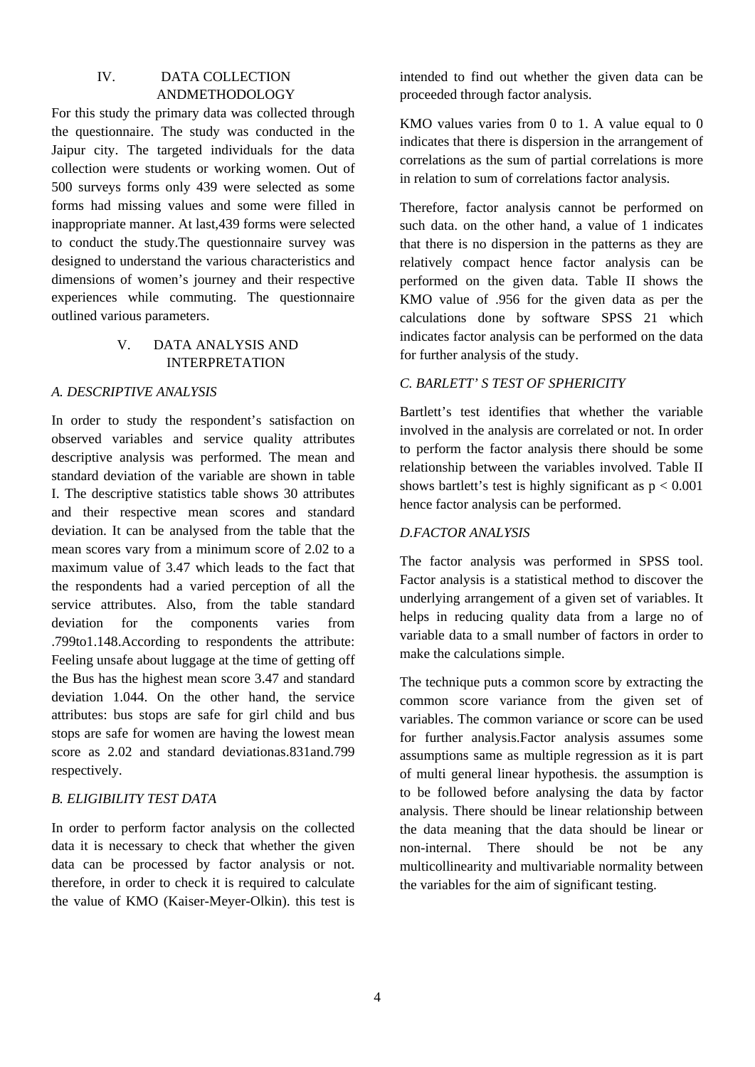## IV. DATA COLLECTION ANDMETHODOLOGY

For this study the primary data was collected through the questionnaire. The study was conducted in the Jaipur city. The targeted individuals for the data collection were students or working women. Out of 500 surveys forms only 439 were selected as some forms had missing values and some were filled in inappropriate manner. At last,439 forms were selected to conduct the study.The questionnaire survey was designed to understand the various characteristics and dimensions of women's journey and their respective experiences while commuting. The questionnaire outlined various parameters.

## V. DATA ANALYSIS AND INTERPRETATION

### *A. DESCRIPTIVE ANALYSIS*

In order to study the respondent's satisfaction on observed variables and service quality attributes descriptive analysis was performed. The mean and standard deviation of the variable are shown in table I. The descriptive statistics table shows 30 attributes and their respective mean scores and standard deviation. It can be analysed from the table that the mean scores vary from a minimum score of 2.02 to a maximum value of 3.47 which leads to the fact that the respondents had a varied perception of all the service attributes. Also, from the table standard deviation for the components varies from .799to1.148.According to respondents the attribute: Feeling unsafe about luggage at the time of getting off the Bus has the highest mean score 3.47 and standard deviation 1.044. On the other hand, the service attributes: bus stops are safe for girl child and bus stops are safe for women are having the lowest mean score as 2.02 and standard deviationas.831and.799 respectively.

### *B. ELIGIBILITY TEST DATA*

In order to perform factor analysis on the collected data it is necessary to check that whether the given data can be processed by factor analysis or not. therefore, in order to check it is required to calculate the value of KMO (Kaiser-Meyer-Olkin). this test is intended to find out whether the given data can be proceeded through factor analysis.

KMO values varies from 0 to 1. A value equal to 0 indicates that there is dispersion in the arrangement of correlations as the sum of partial correlations is more in relation to sum of correlations factor analysis.

Therefore, factor analysis cannot be performed on such data. on the other hand, a value of 1 indicates that there is no dispersion in the patterns as they are relatively compact hence factor analysis can be performed on the given data. Table II shows the KMO value of .956 for the given data as per the calculations done by software SPSS 21 which indicates factor analysis can be performed on the data for further analysis of the study.

### *C. BARLETT' S TEST OF SPHERICITY*

Bartlett's test identifies that whether the variable involved in the analysis are correlated or not. In order to perform the factor analysis there should be some relationship between the variables involved. Table II shows bartlett's test is highly significant as $p < 0.001$ hence factor analysis can be performed.

### *D.FACTOR ANALYSIS*

The factor analysis was performed in SPSS tool. Factor analysis is a statistical method to discover the underlying arrangement of a given set of variables. It helps in reducing quality data from a large no of variable data to a small number of factors in order to make the calculations simple.

The technique puts a common score by extracting the common score variance from the given set of variables. The common variance or score can be used for further analysis.Factor analysis assumes some assumptions same as multiple regression as it is part of multi general linear hypothesis. the assumption is to be followed before analysing the data by factor analysis. There should be linear relationship between the data meaning that the data should be linear or non-internal. There should be not be any multicollinearity and multivariable normality between the variables for the aim of significant testing.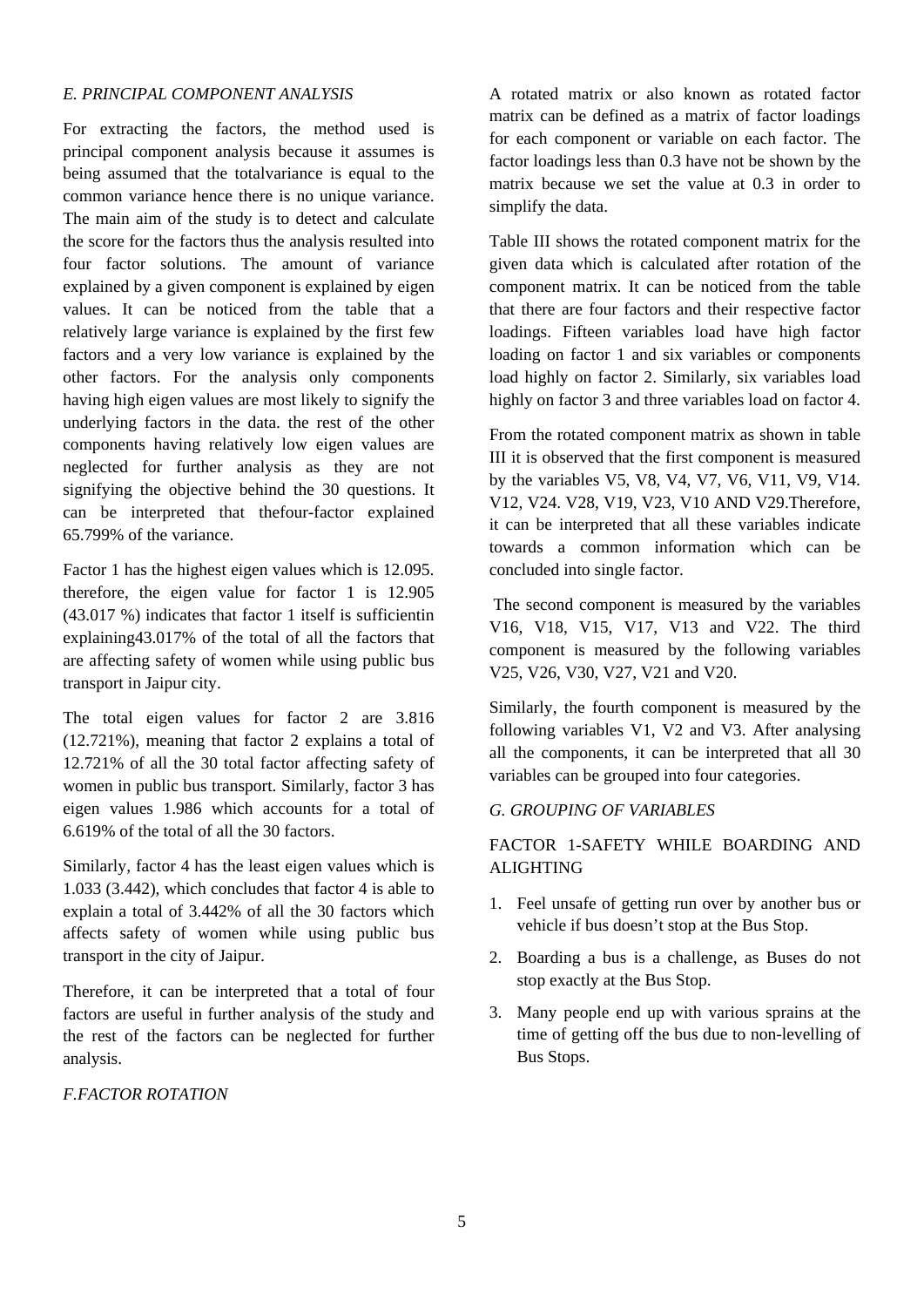### *E. PRINCIPAL COMPONENT ANALYSIS*

For extracting the factors, the method used is principal component analysis because it assumes is being assumed that the totalvariance is equal to the common variance hence there is no unique variance. The main aim of the study is to detect and calculate the score for the factors thus the analysis resulted into four factor solutions. The amount of variance explained by a given component is explained by eigen values. It can be noticed from the table that a relatively large variance is explained by the first few factors and a very low variance is explained by the other factors. For the analysis only components having high eigen values are most likely to signify the underlying factors in the data. the rest of the other components having relatively low eigen values are neglected for further analysis as they are not signifying the objective behind the 30 questions. It can be interpreted that thefour-factor explained 65.799% of the variance.

Factor 1 has the highest eigen values which is 12.095. therefore, the eigen value for factor 1 is 12.905 (43.017 %) indicates that factor 1 itself is sufficientin explaining43.017% of the total of all the factors that are affecting safety of women while using public bus transport in Jaipur city.

The total eigen values for factor 2 are 3.816 (12.721%), meaning that factor 2 explains a total of 12.721% of all the 30 total factor affecting safety of women in public bus transport. Similarly, factor 3 has eigen values 1.986 which accounts for a total of 6.619% of the total of all the 30 factors.

Similarly, factor 4 has the least eigen values which is 1.033 (3.442), which concludes that factor 4 is able to explain a total of 3.442% of all the 30 factors which affects safety of women while using public bus transport in the city of Jaipur.

Therefore, it can be interpreted that a total of four factors are useful in further analysis of the study and the rest of the factors can be neglected for further analysis.

### *F.FACTOR ROTATION*

A rotated matrix or also known as rotated factor matrix can be defined as a matrix of factor loadings for each component or variable on each factor. The factor loadings less than 0.3 have not be shown by the matrix because we set the value at 0.3 in order to simplify the data.

Table III shows the rotated component matrix for the given data which is calculated after rotation of the component matrix. It can be noticed from the table that there are four factors and their respective factor loadings. Fifteen variables load have high factor loading on factor 1 and six variables or components load highly on factor 2. Similarly, six variables load highly on factor 3 and three variables load on factor 4.

From the rotated component matrix as shown in table III it is observed that the first component is measured by the variables V5, V8, V4, V7, V6, V11, V9, V14. V12, V24. V28, V19, V23, V10 AND V29.Therefore, it can be interpreted that all these variables indicate towards a common information which can be concluded into single factor.

The second component is measured by the variables V16, V18, V15, V17, V13 and V22. The third component is measured by the following variables V25, V26, V30, V27, V21 and V20.

Similarly, the fourth component is measured by the following variables V1, V2 and V3. After analysing all the components, it can be interpreted that all 30 variables can be grouped into four categories.

### *G. GROUPING OF VARIABLES*

FACTOR 1-SAFETY WHILE BOARDING AND ALIGHTING

1. Feel unsafe of getting run over by another bus or vehicle if bus doesn't stop at the Bus Stop.
2. Boarding a bus is a challenge, as Buses do not stop exactly at the Bus Stop.
3. Many people end up with various sprains at the time of getting off the bus due to non-levelling of Bus Stops.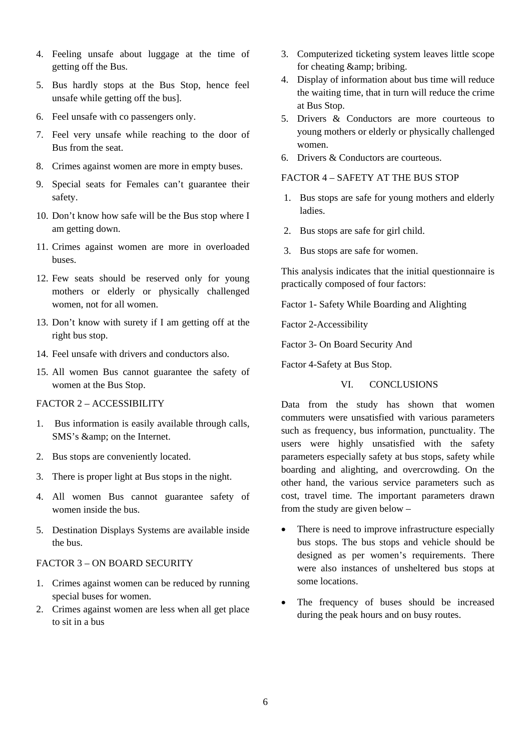4. Feeling unsafe about luggage at the time of getting off the Bus.
5. Bus hardly stops at the Bus Stop, hence feel unsafe while getting off the bus].
6. Feel unsafe with co passengers only.
7. Feel very unsafe while reaching to the door of Bus from the seat.
8. Crimes against women are more in empty buses.
9. Special seats for Females can't guarantee their safety.
10. Don't know how safe will be the Bus stop where I am getting down.
11. Crimes against women are more in overloaded buses.
12. Few seats should be reserved only for young mothers or elderly or physically challenged women, not for all women.
13. Don't know with surety if I am getting off at the right bus stop.
14. Feel unsafe with drivers and conductors also.
15. All women Bus cannot guarantee the safety of women at the Bus Stop.

FACTOR 2 – ACCESSIBILITY

1. Bus information is easily available through calls, SMS's &amp; on the Internet.
2. Bus stops are conveniently located.
3. There is proper light at Bus stops in the night.
4. All women Bus cannot guarantee safety of women inside the bus.
5. Destination Displays Systems are available inside the bus.

FACTOR 3 – ON BOARD SECURITY

1. Crimes against women can be reduced by running special buses for women.
2. Crimes against women are less when all get place to sit in a bus
3. Computerized ticketing system leaves little scope for cheating &amp; bribing.
4. Display of information about bus time will reduce the waiting time, that in turn will reduce the crime at Bus Stop.
5. Drivers & Conductors are more courteous to young mothers or elderly or physically challenged women.
6. Drivers & Conductors are courteous.

FACTOR 4 – SAFETY AT THE BUS STOP

1. Bus stops are safe for young mothers and elderly ladies.
2. Bus stops are safe for girl child.
3. Bus stops are safe for women.

This analysis indicates that the initial questionnaire is practically composed of four factors:

Factor 1- Safety While Boarding and Alighting

Factor 2-Accessibility

Factor 3- On Board Security And

Factor 4-Safety at Bus Stop.

## VI. CONCLUSIONS

Data from the study has shown that women commuters were unsatisfied with various parameters such as frequency, bus information, punctuality. The users were highly unsatisfied with the safety parameters especially safety at bus stops, safety while boarding and alighting, and overcrowding. On the other hand, the various service parameters such as cost, travel time. The important parameters drawn from the study are given below –

- There is need to improve infrastructure especially bus stops. The bus stops and vehicle should be designed as per women's requirements. There were also instances of unsheltered bus stops at some locations.
- The frequency of buses should be increased during the peak hours and on busy routes.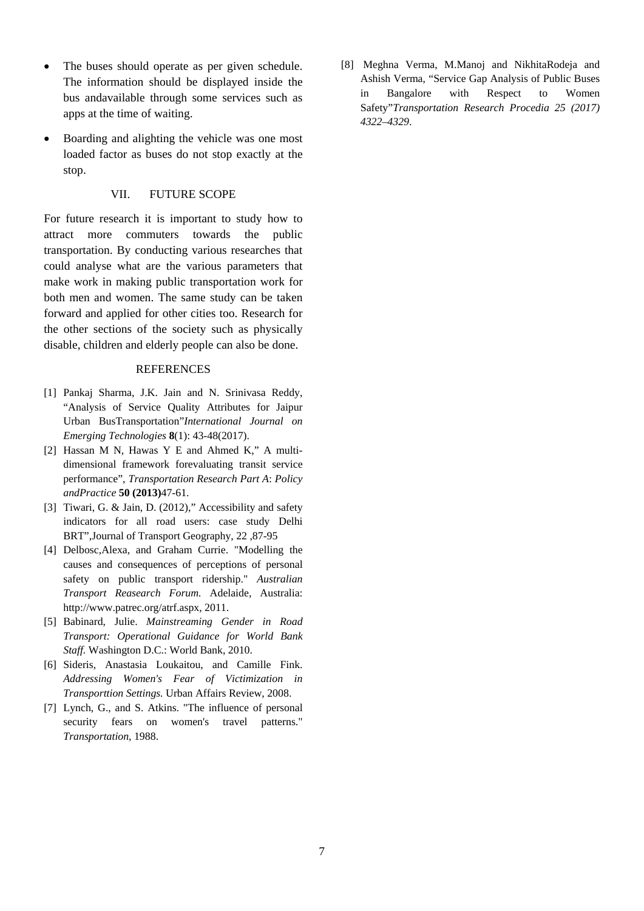- The buses should operate as per given schedule. The information should be displayed inside the bus andavailable through some services such as apps at the time of waiting.
- Boarding and alighting the vehicle was one most loaded factor as buses do not stop exactly at the stop.

## VII. FUTURE SCOPE

For future research it is important to study how to attract more commuters towards the public transportation. By conducting various researches that could analyse what are the various parameters that make work in making public transportation work for both men and women. The same study can be taken forward and applied for other cities too. Research for the other sections of the society such as physically disable, children and elderly people can also be done.

## REFERENCES

[1] Pankaj Sharma, J.K. Jain and N. Srinivasa Reddy, "Analysis of Service Quality Attributes for Jaipur Urban BusTransportation"*International Journal on Emerging Technologies* **8**(1): 43-48(2017).

[2] Hassan M N, Hawas Y E and Ahmed K," A multi-dimensional framework forevaluating transit service performance", *Transportation Research Part A*: *Policy andPractice* **50 (2013)**47-61.

[3] Tiwari, G. & Jain, D. (2012)," Accessibility and safety indicators for all road users: case study Delhi BRT",Journal of Transport Geography, 22 ,87-95

[4] Delbosc,Alexa, and Graham Currie. "Modelling the causes and consequences of perceptions of personal safety on public transport ridership." *Australian Transport Reasearch Forum.* Adelaide, Australia: http://www.patrec.org/atrf.aspx, 2011.

[5] Babinard, Julie. *Mainstreaming Gender in Road Transport: Operational Guidance for World Bank Staff.* Washington D.C.: World Bank, 2010.

[6] Sideris, Anastasia Loukaitou, and Camille Fink. *Addressing Women's Fear of Victimization in Transporttion Settings.* Urban Affairs Review, 2008.

[7] Lynch, G., and S. Atkins. "The influence of personal security fears on women's travel patterns." *Transportation*, 1988.

[8] Meghna Verma, M.Manoj and NikhitaRodeja and Ashish Verma, "Service Gap Analysis of Public Buses in Bangalore with Respect to Women Safety"*Transportation Research Procedia 25 (2017) 4322–4329*.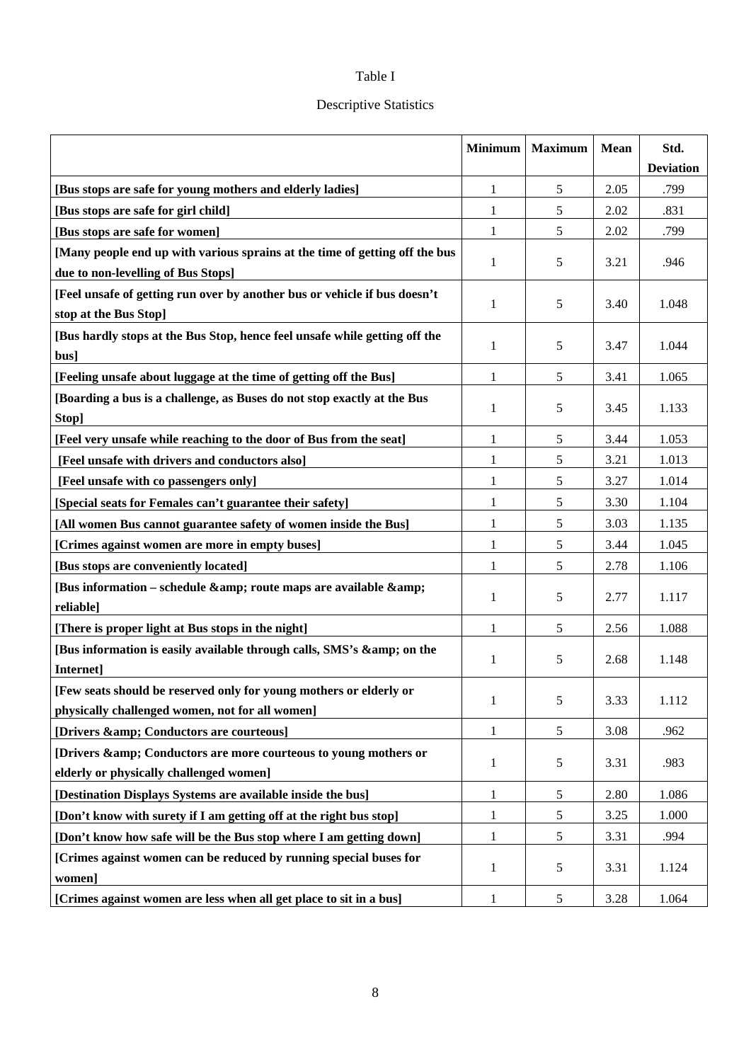Table I

Descriptive Statistics

| | Minimum | Maximum | Mean | Std. Deviation |
|---|---|---|---|---|
| **[Bus stops are safe for young mothers and elderly ladies]** | 1 | 5 | 2.05 | .799 |
| **[Bus stops are safe for girl child]** | 1 | 5 | 2.02 | .831 |
| **[Bus stops are safe for women]** | 1 | 5 | 2.02 | .799 |
| **[Many people end up with various sprains at the time of getting off the bus due to non-levelling of Bus Stops]** | 1 | 5 | 3.21 | .946 |
| **[Feel unsafe of getting run over by another bus or vehicle if bus doesn't stop at the Bus Stop]** | 1 | 5 | 3.40 | 1.048 |
| **[Bus hardly stops at the Bus Stop, hence feel unsafe while getting off the bus]** | 1 | 5 | 3.47 | 1.044 |
| **[Feeling unsafe about luggage at the time of getting off the Bus]** | 1 | 5 | 3.41 | 1.065 |
| **[Boarding a bus is a challenge, as Buses do not stop exactly at the Bus Stop]** | 1 | 5 | 3.45 | 1.133 |
| **[Feel very unsafe while reaching to the door of Bus from the seat]** | 1 | 5 | 3.44 | 1.053 |
| **[Feel unsafe with drivers and conductors also]** | 1 | 5 | 3.21 | 1.013 |
| **[Feel unsafe with co passengers only]** | 1 | 5 | 3.27 | 1.014 |
| **[Special seats for Females can't guarantee their safety]** | 1 | 5 | 3.30 | 1.104 |
| **[All women Bus cannot guarantee safety of women inside the Bus]** | 1 | 5 | 3.03 | 1.135 |
| **[Crimes against women are more in empty buses]** | 1 | 5 | 3.44 | 1.045 |
| **[Bus stops are conveniently located]** | 1 | 5 | 2.78 | 1.106 |
| **[Bus information – schedule &amp; route maps are available &amp; reliable]** | 1 | 5 | 2.77 | 1.117 |
| **[There is proper light at Bus stops in the night]** | 1 | 5 | 2.56 | 1.088 |
| **[Bus information is easily available through calls, SMS's &amp; on the Internet]** | 1 | 5 | 2.68 | 1.148 |
| **[Few seats should be reserved only for young mothers or elderly or physically challenged women, not for all women]** | 1 | 5 | 3.33 | 1.112 |
| **[Drivers &amp; Conductors are courteous]** | 1 | 5 | 3.08 | .962 |
| **[Drivers &amp; Conductors are more courteous to young mothers or elderly or physically challenged women]** | 1 | 5 | 3.31 | .983 |
| **[Destination Displays Systems are available inside the bus]** | 1 | 5 | 2.80 | 1.086 |
| **[Don't know with surety if I am getting off at the right bus stop]** | 1 | 5 | 3.25 | 1.000 |
| **[Don't know how safe will be the Bus stop where I am getting down]** | 1 | 5 | 3.31 | .994 |
| **[Crimes against women can be reduced by running special buses for women]** | 1 | 5 | 3.31 | 1.124 |
| **[Crimes against women are less when all get place to sit in a bus]** | 1 | 5 | 3.28 | 1.064 |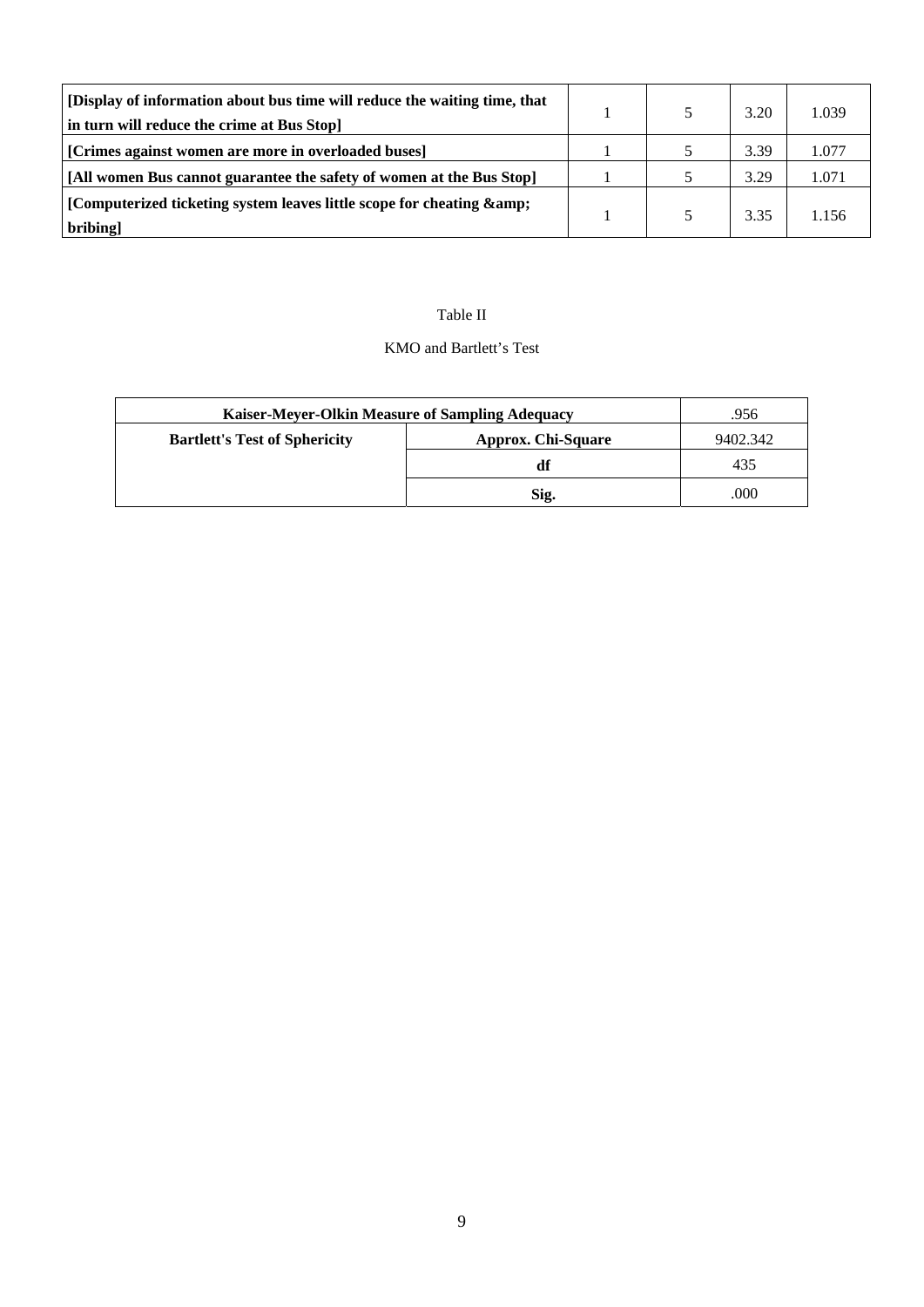| | | | | |
|---|---|---|---|---|
| **[Display of information about bus time will reduce the waiting time, that in turn will reduce the crime at Bus Stop]** | 1 | 5 | 3.20 | 1.039 |
| **[Crimes against women are more in overloaded buses]** | 1 | 5 | 3.39 | 1.077 |
| **[All women Bus cannot guarantee the safety of women at the Bus Stop]** | 1 | 5 | 3.29 | 1.071 |
| **[Computerized ticketing system leaves little scope for cheating &amp; bribing]** | 1 | 5 | 3.35 | 1.156 |

Table II

KMO and Bartlett's Test

| **Kaiser-Meyer-Olkin Measure of Sampling Adequacy** | | .956 |
|---|---|---|
| **Bartlett's Test of Sphericity** | **Approx. Chi-Square** | 9402.342 |
| | **df** | 435 |
| | **Sig.** | .000 |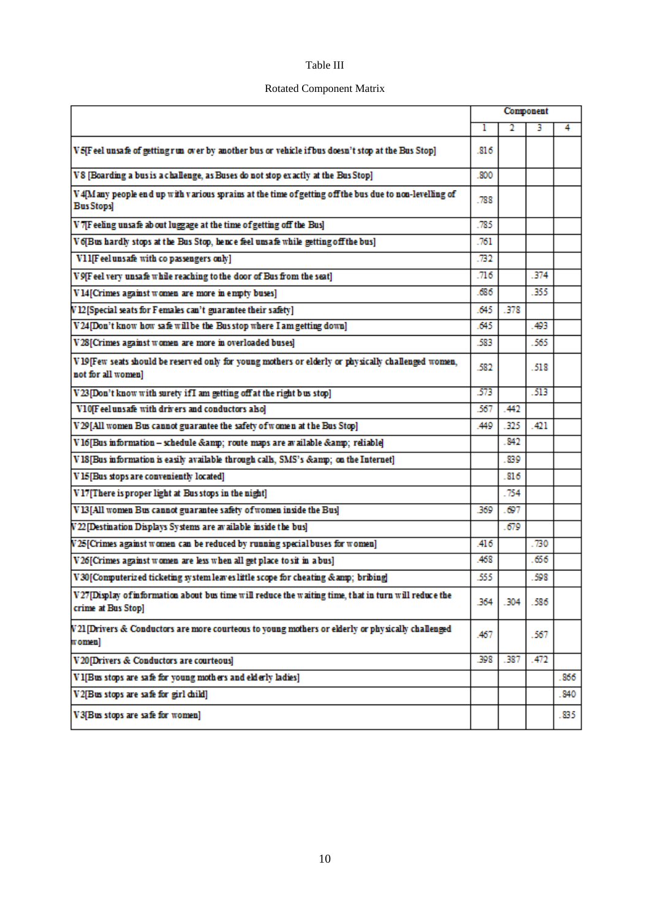Table III

Rotated Component Matrix

| | Component | | | |
|---|---|---|---|---|
| | 1 | 2 | 3 | 4 |
| V5[Feel unsafe of getting run over by another bus or vehicle if bus doesn't stop at the Bus Stop] | .816 | | | |
| V8 [Boarding a bus is a challenge, as Buses do not stop exactly at the Bus Stop] | .800 | | | |
| V4[Many people end up with various sprains at the time of getting off the bus due to non-levelling of Bus Stops] | .788 | | | |
| V7[Feeling unsafe about luggage at the time of getting off the Bus] | .785 | | | |
| V6[Bus hardly stops at the Bus Stop, hence feel unsafe while getting off the bus] | .761 | | | |
| V11[Feel unsafe with co passengers only] | .732 | | | |
| V9[Feel very unsafe while reaching to the door of Bus from the seat] | .716 | | .374 | |
| V14[Crimes against women are more in empty buses] | .686 | | .355 | |
| V12[Special seats for Females can't guarantee their safety] | .645 | .378 | | |
| V24[Don't know how safe will be the Bus stop where I am getting down] | .645 | | .493 | |
| V28[Crimes against women are more in overloaded buses] | .583 | | .565 | |
| V19[Few seats should be reserved only for young mothers or elderly or physically challenged women, not for all women] | .582 | | .518 | |
| V23[Don't know with surety if I am getting off at the right bus stop] | .573 | | .513 | |
| V10[Feel unsafe with drivers and conductors also] | .567 | .442 | | |
| V29[All women Bus cannot guarantee the safety of women at the Bus Stop] | .449 | .325 | .421 | |
| V16[Bus information – schedule &amp; route maps are available &amp; reliable] | | .842 | | |
| V18[Bus information is easily available through calls, SMS's &amp; on the Internet] | | .839 | | |
| V15[Bus stops are conveniently located] | | .816 | | |
| V17[There is proper light at Bus stops in the night] | | .754 | | |
| V13[All women Bus cannot guarantee safety of women inside the Bus] | .369 | .697 | | |
| V22[Destination Displays Systems are available inside the bus] | | .679 | | |
| V25[Crimes against women can be reduced by running special buses for women] | .416 | | .730 | |
| V26[Crimes against women are less when all get place to sit in a bus] | .468 | | .656 | |
| V30[Computerized ticketing system leaves little scope for cheating &amp; bribing] | .555 | | .598 | |
| V27[Display of information about bus time will reduce the waiting time, that in turn will reduce the crime at Bus Stop] | .364 | .304 | .586 | |
| V21[Drivers & Conductors are more courteous to young mothers or elderly or physically challenged women] | .467 | | .567 | |
| V20[Drivers & Conductors are courteous] | .398 | .387 | .472 | |
| V1[Bus stops are safe for young mothers and elderly ladies] | | | | .866 |
| V2[Bus stops are safe for girl child] | | | | .840 |
| V3[Bus stops are safe for women] | | | | .835 |